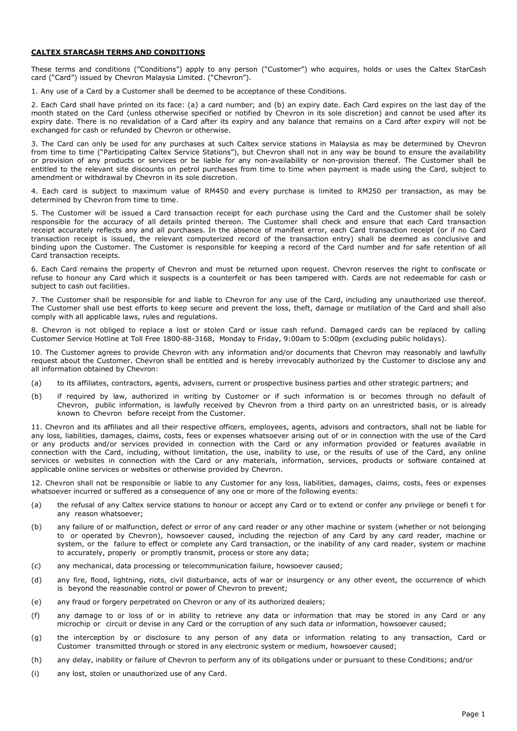**CALTEX STARCASH TERMS AND CONDITIONS**

These terms and conditions ("Conditions") apply to any person ("Customer") who acquires, holds or uses the Caltex StarCash card ("Card") issued by Chevron Malaysia Limited. ("Chevron").

1. Any use of a Card by a Customer shall be deemed to be acceptance of these Conditions.

2. Each Card shall have printed on its face: (a) a card number; and (b) an expiry date. Each Card expires on the last day of the month stated on the Card (unless otherwise specified or notified by Chevron in its sole discretion) and cannot be used after its expiry date. There is no revalidation of a Card after its expiry and any balance that remains on a Card after expiry will not be exchanged for cash or refunded by Chevron or otherwise.

3. The Card can only be used for any purchases at such Caltex service stations in Malaysia as may be determined by Chevron from time to time ("Participating Caltex Service Stations"), but Chevron shall not in any way be bound to ensure the availability or provision of any products or services or be liable for any non-availability or non-provision thereof. The Customer shall be entitled to the relevant site discounts on petrol purchases from time to time when payment is made using the Card, subject to amendment or withdrawal by Chevron in its sole discretion.

4. Each card is subject to maximum value of RM450 and every purchase is limited to RM250 per transaction, as may be determined by Chevron from time to time.

5. The Customer will be issued a Card transaction receipt for each purchase using the Card and the Customer shall be solely responsible for the accuracy of all details printed thereon. The Customer shall check and ensure that each Card transaction receipt accurately reflects any and all purchases. In the absence of manifest error, each Card transaction receipt (or if no Card transaction receipt is issued, the relevant computerized record of the transaction entry) shall be deemed as conclusive and binding upon the Customer. The Customer is responsible for keeping a record of the Card number and for safe retention of all Card transaction receipts.

6. Each Card remains the property of Chevron and must be returned upon request. Chevron reserves the right to confiscate or refuse to honour any Card which it suspects is a counterfeit or has been tampered with. Cards are not redeemable for cash or subject to cash out facilities.

7. The Customer shall be responsible for and liable to Chevron for any use of the Card, including any unauthorized use thereof. The Customer shall use best efforts to keep secure and prevent the loss, theft, damage or mutilation of the Card and shall also comply with all applicable laws, rules and regulations.

8. Chevron is not obliged to replace a lost or stolen Card or issue cash refund. Damaged cards can be replaced by calling Customer Service Hotline at Toll Free 1800-88-3168, Monday to Friday, 9:00am to 5:00pm (excluding public holidays).

10. The Customer agrees to provide Chevron with any information and/or documents that Chevron may reasonably and lawfully request about the Customer. Chevron shall be entitled and is hereby irrevocably authorized by the Customer to disclose any and all information obtained by Chevron:

(a) to its affiliates, contractors, agents, advisers, current or prospective business parties and other strategic partners; and

(b) if required by law, authorized in writing by Customer or if such information is or becomes through no default of Chevron, public information, is lawfully received by Chevron from a third party on an unrestricted basis, or is already known to Chevron before receipt from the Customer.

11. Chevron and its affiliates and all their respective officers, employees, agents, advisors and contractors, shall not be liable for any loss, liabilities, damages, claims, costs, fees or expenses whatsoever arising out of or in connection with the use of the Card or any products and/or services provided in connection with the Card or any information provided or features available in connection with the Card, including, without limitation, the use, inability to use, or the results of use of the Card, any online services or websites in connection with the Card or any materials, information, services, products or software contained at applicable online services or websites or otherwise provided by Chevron.

12. Chevron shall not be responsible or liable to any Customer for any loss, liabilities, damages, claims, costs, fees or expenses whatsoever incurred or suffered as a consequence of any one or more of the following events:

(a) the refusal of any Caltex service stations to honour or accept any Card or to extend or confer any privilege or benefi t for any reason whatsoever;

(b) any failure of or malfunction, defect or error of any card reader or any other machine or system (whether or not belonging to or operated by Chevron), howsoever caused, including the rejection of any Card by any card reader, machine or system, or the failure to effect or complete any Card transaction, or the inability of any card reader, system or machine to accurately, properly or promptly transmit, process or store any data;

(c) any mechanical, data processing or telecommunication failure, howsoever caused;

(d) any fire, flood, lightning, riots, civil disturbance, acts of war or insurgency or any other event, the occurrence of which is beyond the reasonable control or power of Chevron to prevent;

(e) any fraud or forgery perpetrated on Chevron or any of its authorized dealers;

(f) any damage to or loss of or in ability to retrieve any data or information that may be stored in any Card or any microchip or circuit or devise in any Card or the corruption of any such data or information, howsoever caused;

(g) the interception by or disclosure to any person of any data or information relating to any transaction, Card or Customer transmitted through or stored in any electronic system or medium, howsoever caused;

(h) any delay, inability or failure of Chevron to perform any of its obligations under or pursuant to these Conditions; and/or

(i) any lost, stolen or unauthorized use of any Card.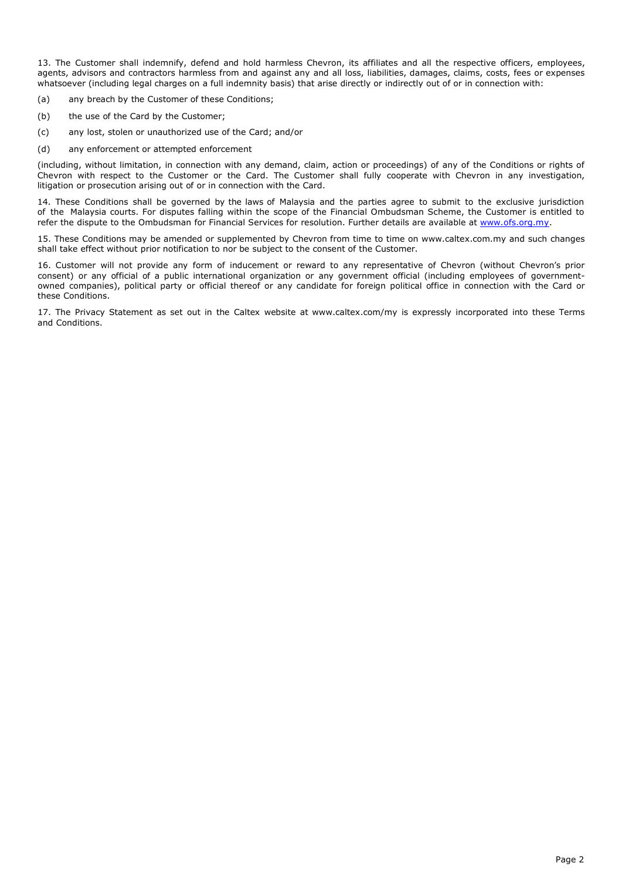13. The Customer shall indemnify, defend and hold harmless Chevron, its affiliates and all the respective officers, employees, agents, advisors and contractors harmless from and against any and all loss, liabilities, damages, claims, costs, fees or expenses whatsoever (including legal charges on a full indemnity basis) that arise directly or indirectly out of or in connection with:

(a) any breach by the Customer of these Conditions;

(b) the use of the Card by the Customer;

(c) any lost, stolen or unauthorized use of the Card; and/or

(d) any enforcement or attempted enforcement

(including, without limitation, in connection with any demand, claim, action or proceedings) of any of the Conditions or rights of Chevron with respect to the Customer or the Card. The Customer shall fully cooperate with Chevron in any investigation, litigation or prosecution arising out of or in connection with the Card.

14. These Conditions shall be governed by the laws of Malaysia and the parties agree to submit to the exclusive jurisdiction of the Malaysia courts. For disputes falling within the scope of the Financial Ombudsman Scheme, the Customer is entitled to refer the dispute to the Ombudsman for Financial Services for resolution. Further details are available at [www.ofs.org.my](http://www.ofs.org.my).

15. These Conditions may be amended or supplemented by Chevron from time to time on www.caltex.com.my and such changes shall take effect without prior notification to nor be subject to the consent of the Customer.

16. Customer will not provide any form of inducement or reward to any representative of Chevron (without Chevron's prior consent) or any official of a public international organization or any government official (including employees of government-owned companies), political party or official thereof or any candidate for foreign political office in connection with the Card or these Conditions.

17. The Privacy Statement as set out in the Caltex website at www.caltex.com/my is expressly incorporated into these Terms and Conditions.